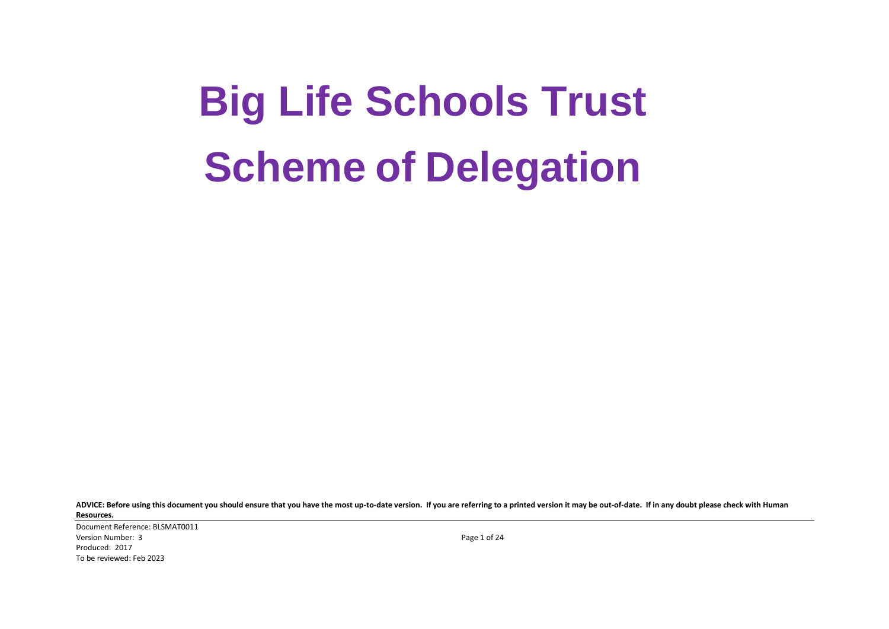# Big Life Schools Trust

# Scheme of Delegation

**ADVICE: Before using this document you should ensure that you have the most up-to-date version. If you are referring to a printed version it may be out-of-date. If in any doubt please check with Human Resources.**

Document Reference: BLSMAT0011
Version Number: 3
Produced: 2017
To be reviewed: Feb 2023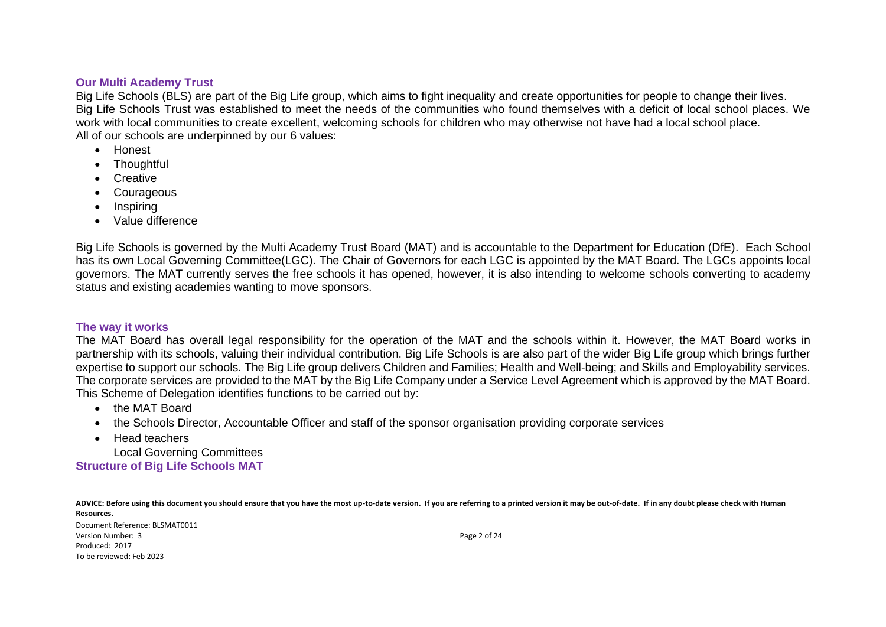## Our Multi Academy Trust

Big Life Schools (BLS) are part of the Big Life group, which aims to fight inequality and create opportunities for people to change their lives. Big Life Schools Trust was established to meet the needs of the communities who found themselves with a deficit of local school places. We work with local communities to create excellent, welcoming schools for children who may otherwise not have had a local school place. All of our schools are underpinned by our 6 values:

- Honest
- Thoughtful
- Creative
- Courageous
- Inspiring
- Value difference

Big Life Schools is governed by the Multi Academy Trust Board (MAT) and is accountable to the Department for Education (DfE). Each School has its own Local Governing Committee(LGC). The Chair of Governors for each LGC is appointed by the MAT Board. The LGCs appoints local governors. The MAT currently serves the free schools it has opened, however, it is also intending to welcome schools converting to academy status and existing academies wanting to move sponsors.

## The way it works

The MAT Board has overall legal responsibility for the operation of the MAT and the schools within it. However, the MAT Board works in partnership with its schools, valuing their individual contribution. Big Life Schools is are also part of the wider Big Life group which brings further expertise to support our schools. The Big Life group delivers Children and Families; Health and Well-being; and Skills and Employability services. The corporate services are provided to the MAT by the Big Life Company under a Service Level Agreement which is approved by the MAT Board. This Scheme of Delegation identifies functions to be carried out by:

- the MAT Board
- the Schools Director, Accountable Officer and staff of the sponsor organisation providing corporate services
- Head teachers

  Local Governing Committees

## Structure of Big Life Schools MAT

**ADVICE: Before using this document you should ensure that you have the most up-to-date version. If you are referring to a printed version it may be out-of-date. If in any doubt please check with Human Resources.**

Document Reference: BLSMAT0011
Version Number: 3
Produced: 2017
To be reviewed: Feb 2023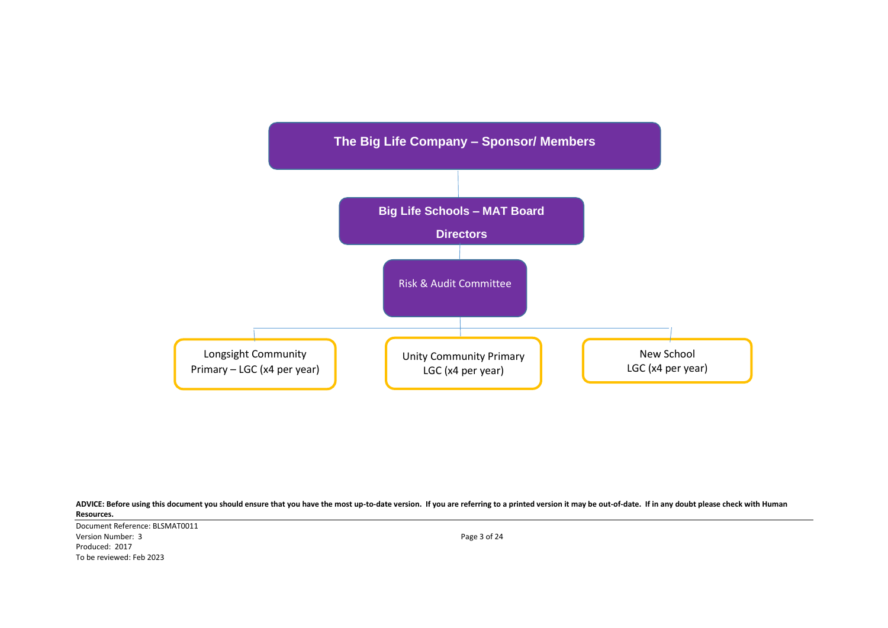The Big Life Company – Sponsor/ Members

Big Life Schools – MAT Board

Directors

Risk & Audit Committee

Longsight Community Primary – LGC (x4 per year)

Unity Community Primary LGC (x4 per year)

New School LGC (x4 per year)

**ADVICE: Before using this document you should ensure that you have the most up-to-date version. If you are referring to a printed version it may be out-of-date. If in any doubt please check with Human Resources.**

Document Reference: BLSMAT0011
Version Number: 3
Produced: 2017
To be reviewed: Feb 2023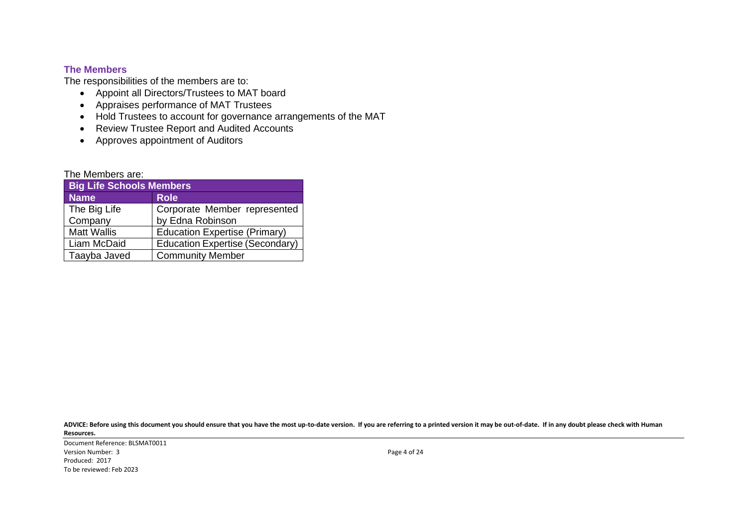## The Members

The responsibilities of the members are to:

- Appoint all Directors/Trustees to MAT board
- Appraises performance of MAT Trustees
- Hold Trustees to account for governance arrangements of the MAT
- Review Trustee Report and Audited Accounts
- Approves appointment of Auditors

The Members are:

| Big Life Schools Members | |
|---|---|
| **Name** | **Role** |
| The Big Life Company | Corporate Member represented by Edna Robinson |
| Matt Wallis | Education Expertise (Primary) |
| Liam McDaid | Education Expertise (Secondary) |
| Taayba Javed | Community Member |

**ADVICE: Before using this document you should ensure that you have the most up-to-date version. If you are referring to a printed version it may be out-of-date. If in any doubt please check with Human Resources.**

Document Reference: BLSMAT0011
Version Number: 3
Produced: 2017
To be reviewed: Feb 2023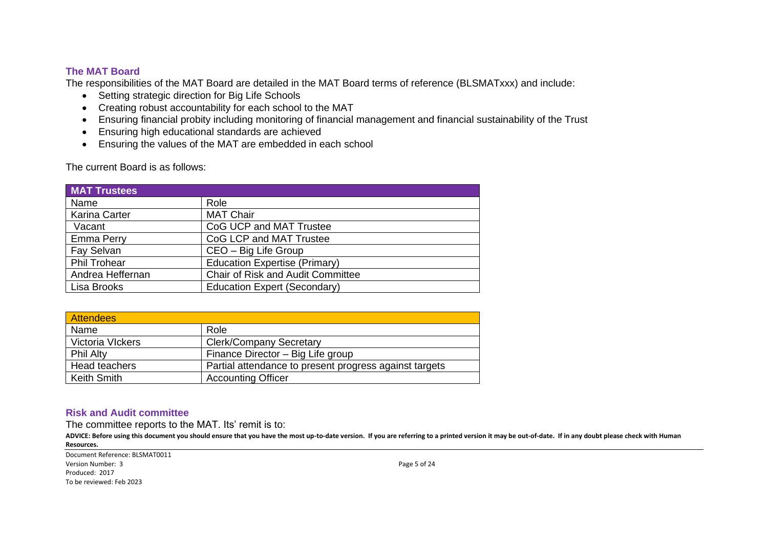### The MAT Board

The responsibilities of the MAT Board are detailed in the MAT Board terms of reference (BLSMATxxx) and include:

- Setting strategic direction for Big Life Schools
- Creating robust accountability for each school to the MAT
- Ensuring financial probity including monitoring of financial management and financial sustainability of the Trust
- Ensuring high educational standards are achieved
- Ensuring the values of the MAT are embedded in each school

The current Board is as follows:

| MAT Trustees | |
|---|---|
| Name | Role |
| Karina Carter | MAT Chair |
| Vacant | CoG UCP and MAT Trustee |
| Emma Perry | CoG LCP and MAT Trustee |
| Fay Selvan | CEO – Big Life Group |
| Phil Trohear | Education Expertise (Primary) |
| Andrea Heffernan | Chair of Risk and Audit Committee |
| Lisa Brooks | Education Expert (Secondary) |

| Attendees | |
|---|---|
| Name | Role |
| Victoria VIckers | Clerk/Company Secretary |
| Phil Alty | Finance Director – Big Life group |
| Head teachers | Partial attendance to present progress against targets |
| Keith Smith | Accounting Officer |

### Risk and Audit committee

The committee reports to the MAT. Its' remit is to: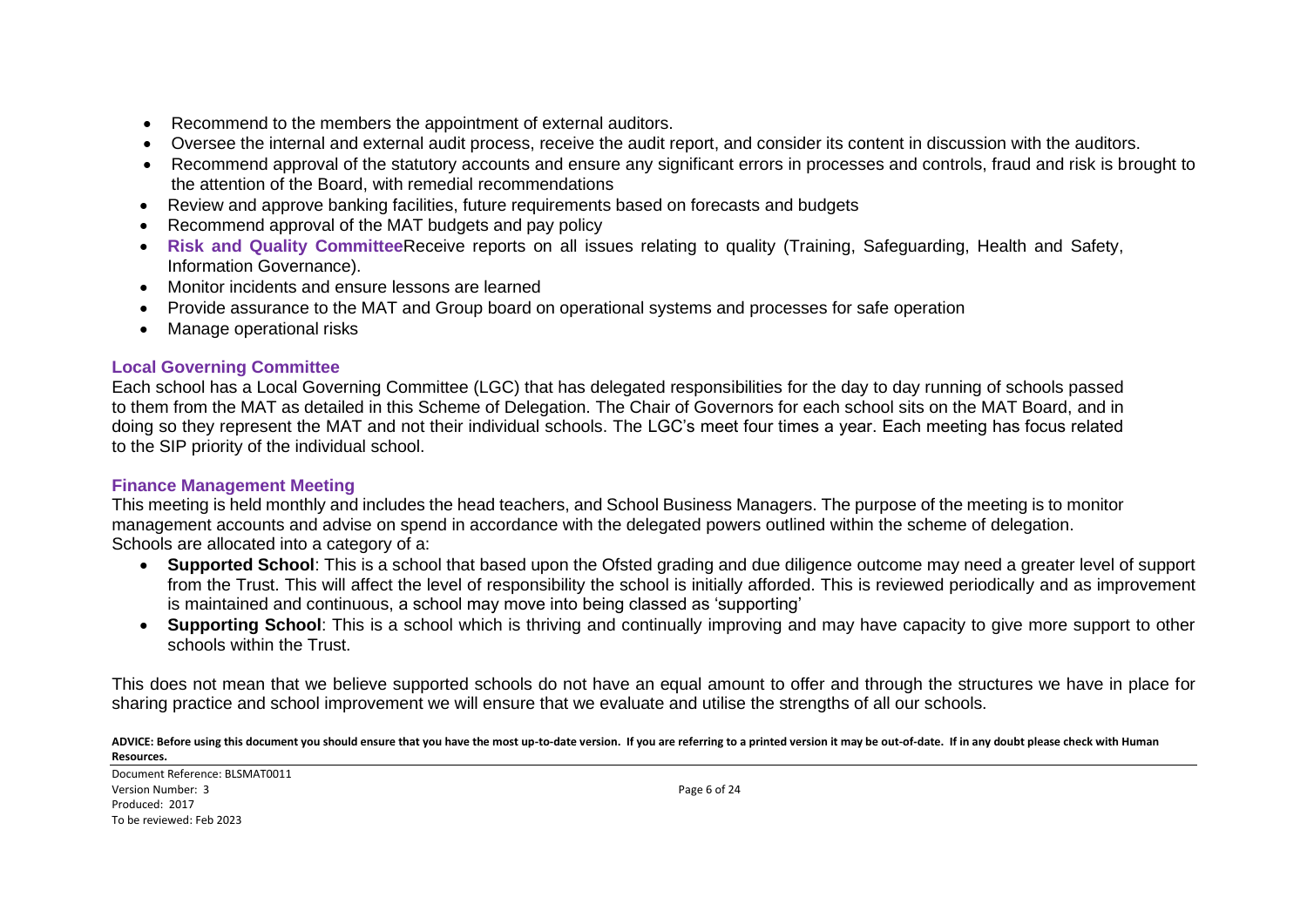- Recommend to the members the appointment of external auditors.
- Oversee the internal and external audit process, receive the audit report, and consider its content in discussion with the auditors.
- Recommend approval of the statutory accounts and ensure any significant errors in processes and controls, fraud and risk is brought to the attention of the Board, with remedial recommendations
- Review and approve banking facilities, future requirements based on forecasts and budgets
- Recommend approval of the MAT budgets and pay policy
- **Risk and Quality Committee**Receive reports on all issues relating to quality (Training, Safeguarding, Health and Safety, Information Governance).
- Monitor incidents and ensure lessons are learned
- Provide assurance to the MAT and Group board on operational systems and processes for safe operation
- Manage operational risks

### Local Governing Committee

Each school has a Local Governing Committee (LGC) that has delegated responsibilities for the day to day running of schools passed to them from the MAT as detailed in this Scheme of Delegation. The Chair of Governors for each school sits on the MAT Board, and in doing so they represent the MAT and not their individual schools. The LGC's meet four times a year. Each meeting has focus related to the SIP priority of the individual school.

### Finance Management Meeting

This meeting is held monthly and includes the head teachers, and School Business Managers. The purpose of the meeting is to monitor management accounts and advise on spend in accordance with the delegated powers outlined within the scheme of delegation.
Schools are allocated into a category of a:

- **Supported School**: This is a school that based upon the Ofsted grading and due diligence outcome may need a greater level of support from the Trust. This will affect the level of responsibility the school is initially afforded. This is reviewed periodically and as improvement is maintained and continuous, a school may move into being classed as 'supporting'
- **Supporting School**: This is a school which is thriving and continually improving and may have capacity to give more support to other schools within the Trust.

This does not mean that we believe supported schools do not have an equal amount to offer and through the structures we have in place for sharing practice and school improvement we will ensure that we evaluate and utilise the strengths of all our schools.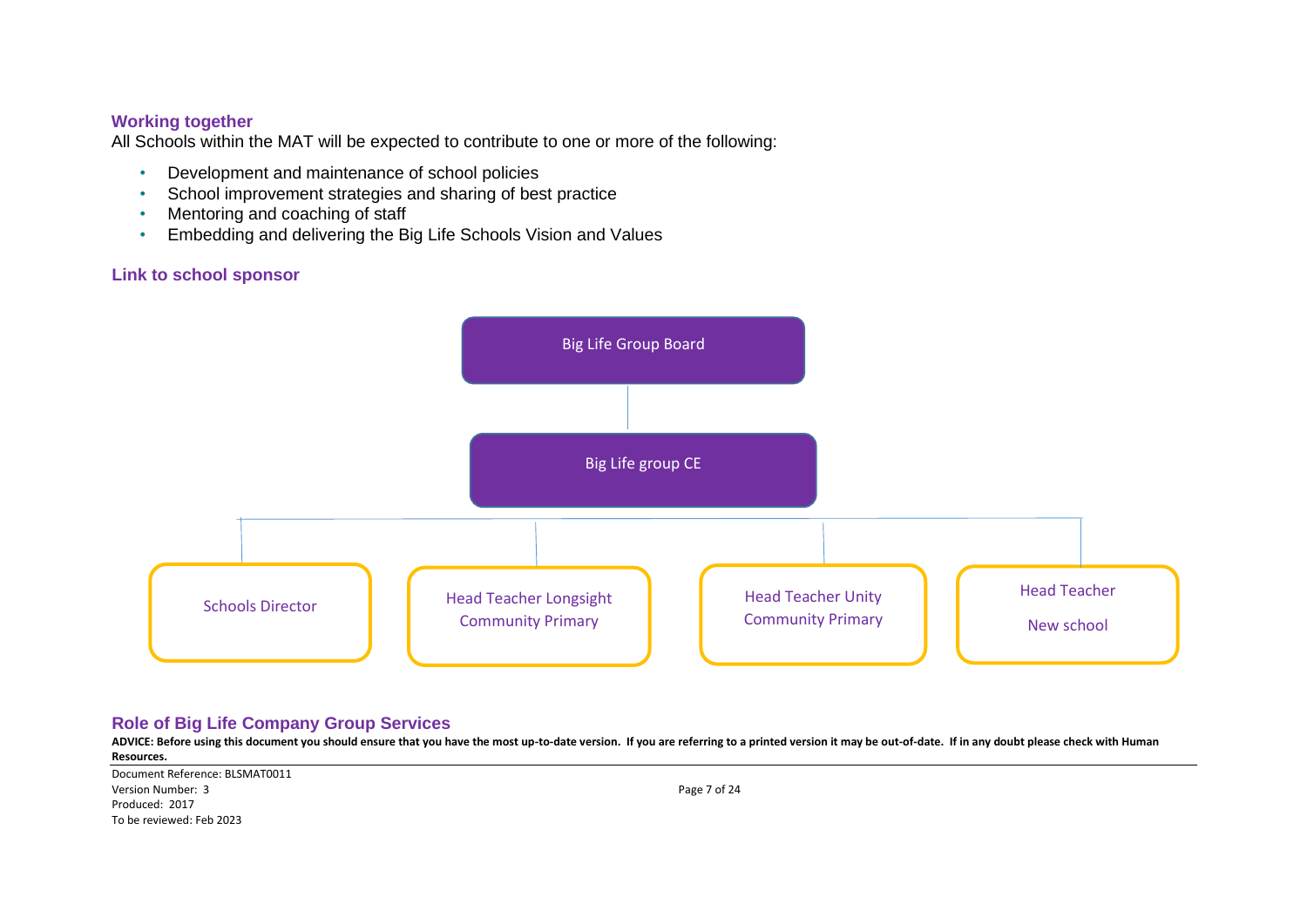### Working together

All Schools within the MAT will be expected to contribute to one or more of the following:

- Development and maintenance of school policies
- School improvement strategies and sharing of best practice
- Mentoring and coaching of staff
- Embedding and delivering the Big Life Schools Vision and Values

### Link to school sponsor

Big Life Group Board

Big Life group CE

Schools Director

Head Teacher Longsight Community Primary

Head Teacher Unity Community Primary

Head Teacher New school

### Role of Big Life Company Group Services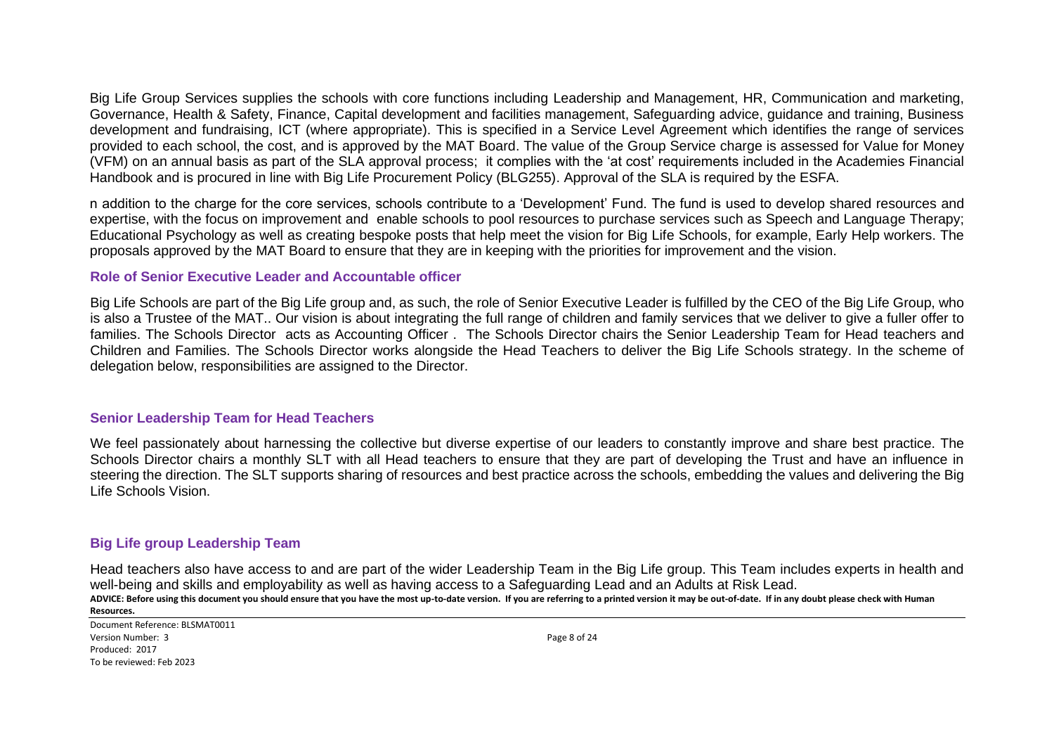Big Life Group Services supplies the schools with core functions including Leadership and Management, HR, Communication and marketing, Governance, Health & Safety, Finance, Capital development and facilities management, Safeguarding advice, guidance and training, Business development and fundraising, ICT (where appropriate). This is specified in a Service Level Agreement which identifies the range of services provided to each school, the cost, and is approved by the MAT Board. The value of the Group Service charge is assessed for Value for Money (VFM) on an annual basis as part of the SLA approval process; it complies with the 'at cost' requirements included in the Academies Financial Handbook and is procured in line with Big Life Procurement Policy (BLG255). Approval of the SLA is required by the ESFA.

n addition to the charge for the core services, schools contribute to a 'Development' Fund. The fund is used to develop shared resources and expertise, with the focus on improvement and enable schools to pool resources to purchase services such as Speech and Language Therapy; Educational Psychology as well as creating bespoke posts that help meet the vision for Big Life Schools, for example, Early Help workers. The proposals approved by the MAT Board to ensure that they are in keeping with the priorities for improvement and the vision.

### Role of Senior Executive Leader and Accountable officer

Big Life Schools are part of the Big Life group and, as such, the role of Senior Executive Leader is fulfilled by the CEO of the Big Life Group, who is also a Trustee of the MAT.. Our vision is about integrating the full range of children and family services that we deliver to give a fuller offer to families. The Schools Director acts as Accounting Officer . The Schools Director chairs the Senior Leadership Team for Head teachers and Children and Families. The Schools Director works alongside the Head Teachers to deliver the Big Life Schools strategy. In the scheme of delegation below, responsibilities are assigned to the Director.

### Senior Leadership Team for Head Teachers

We feel passionately about harnessing the collective but diverse expertise of our leaders to constantly improve and share best practice. The Schools Director chairs a monthly SLT with all Head teachers to ensure that they are part of developing the Trust and have an influence in steering the direction. The SLT supports sharing of resources and best practice across the schools, embedding the values and delivering the Big Life Schools Vision.

### Big Life group Leadership Team

Head teachers also have access to and are part of the wider Leadership Team in the Big Life group. This Team includes experts in health and well-being and skills and employability as well as having access to a Safeguarding Lead and an Adults at Risk Lead.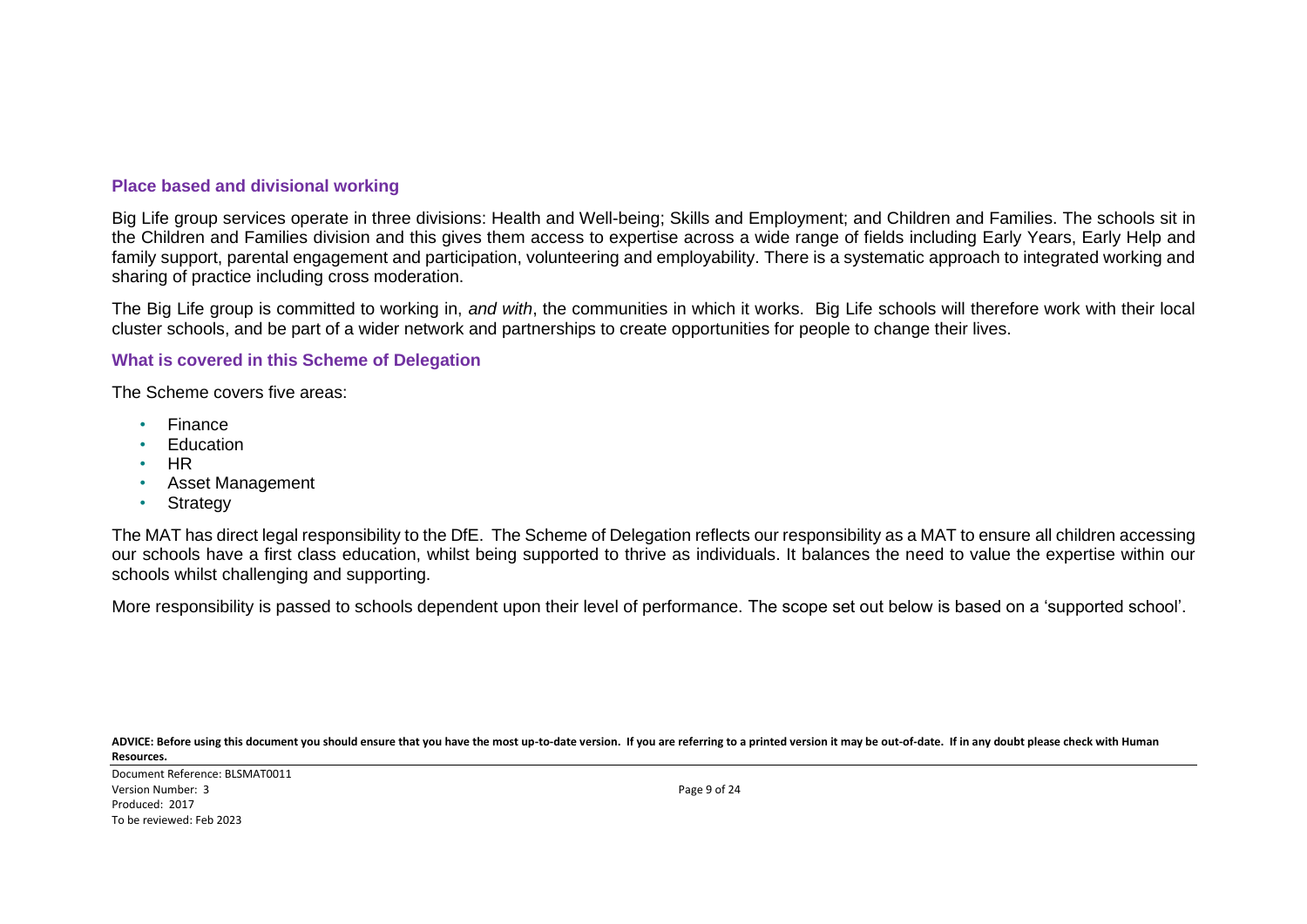### Place based and divisional working

Big Life group services operate in three divisions: Health and Well-being; Skills and Employment; and Children and Families. The schools sit in the Children and Families division and this gives them access to expertise across a wide range of fields including Early Years, Early Help and family support, parental engagement and participation, volunteering and employability. There is a systematic approach to integrated working and sharing of practice including cross moderation.

The Big Life group is committed to working in, *and with*, the communities in which it works. Big Life schools will therefore work with their local cluster schools, and be part of a wider network and partnerships to create opportunities for people to change their lives.

### What is covered in this Scheme of Delegation

The Scheme covers five areas:

- Finance
- Education
- HR
- Asset Management
- Strategy

The MAT has direct legal responsibility to the DfE. The Scheme of Delegation reflects our responsibility as a MAT to ensure all children accessing our schools have a first class education, whilst being supported to thrive as individuals. It balances the need to value the expertise within our schools whilst challenging and supporting.

More responsibility is passed to schools dependent upon their level of performance. The scope set out below is based on a 'supported school'.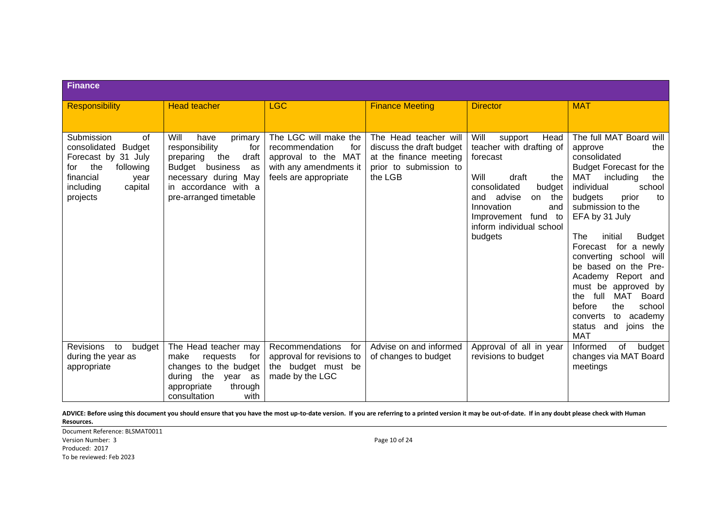| Finance | | | | | |
|---|---|---|---|---|---|
| Responsibility | Head teacher | LGC | Finance Meeting | Director | MAT |
| Submission of consolidated Budget Forecast by 31 July for the following financial year including capital projects | Will have primary responsibility for preparing the draft Budget business as necessary during May in accordance with a pre-arranged timetable | The LGC will make the recommendation for approval to the MAT with any amendments it feels are appropriate | The Head teacher will discuss the draft budget at the finance meeting prior to submission to the LGB | Will support Head teacher with drafting of forecast<br><br>Will draft the consolidated budget and advise on the Innovation and Improvement fund to inform individual school budgets | The full MAT Board will approve the consolidated Budget Forecast for the MAT including the individual school budgets prior to submission to the EFA by 31 July<br><br>The initial Budget Forecast for a newly converting school will be based on the Pre-Academy Report and must be approved by the full MAT Board before the school converts to academy status and joins the MAT |
| Revisions to budget during the year as appropriate | The Head teacher may make requests for changes to the budget during the year as appropriate through consultation with | Recommendations for approval for revisions to the budget must be made by the LGC | Advise on and informed of changes to budget | Approval of all in year revisions to budget | Informed of budget changes via MAT Board meetings |

**ADVICE: Before using this document you should ensure that you have the most up-to-date version. If you are referring to a printed version it may be out-of-date. If in any doubt please check with Human Resources.**

Document Reference: BLSMAT0011
Version Number: 3
Produced: 2017
To be reviewed: Feb 2023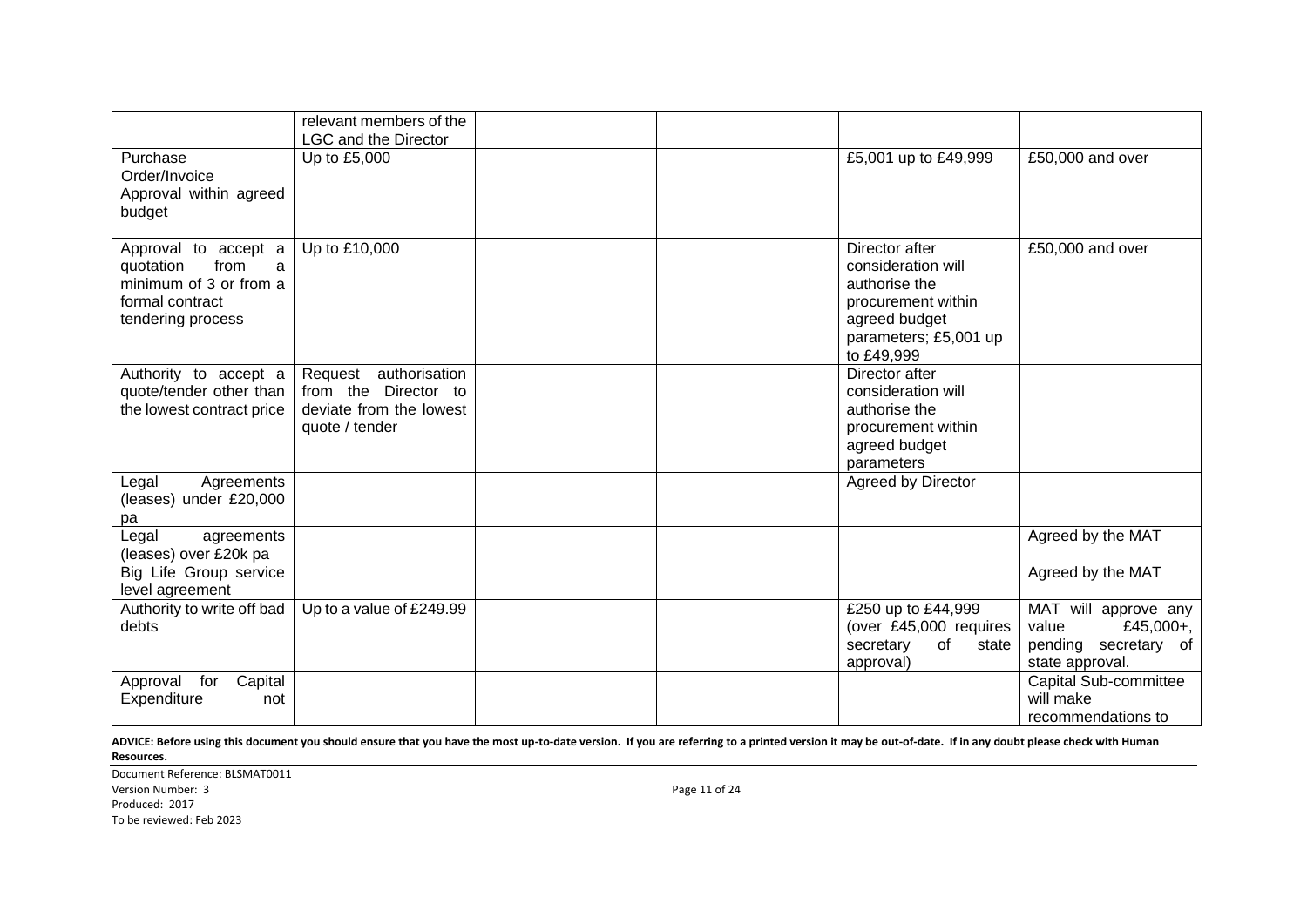| | | | | | |
|---|---|---|---|---|---|
| | relevant members of the LGC and the Director | | | | |
| Purchase Order/Invoice Approval within agreed budget | Up to £5,000 | | | £5,001 up to £49,999 | £50,000 and over |
| Approval to accept a quotation from a minimum of 3 or from a formal contract tendering process | Up to £10,000 | | | Director after consideration will authorise the procurement within agreed budget parameters; £5,001 up to £49,999 | £50,000 and over |
| Authority to accept a quote/tender other than the lowest contract price | Request authorisation from the Director to deviate from the lowest quote / tender | | | Director after consideration will authorise the procurement within agreed budget parameters | |
| Legal Agreements (leases) under £20,000 pa | | | | Agreed by Director | |
| Legal agreements (leases) over £20k pa | | | | | Agreed by the MAT |
| Big Life Group service level agreement | | | | | Agreed by the MAT |
| Authority to write off bad debts | Up to a value of £249.99 | | | £250 up to £44,999 (over £45,000 requires secretary of state approval) | MAT will approve any value £45,000+, pending secretary of state approval. |
| Approval for Capital Expenditure not | | | | | Capital Sub-committee will make recommendations to |

**ADVICE: Before using this document you should ensure that you have the most up-to-date version. If you are referring to a printed version it may be out-of-date. If in any doubt please check with Human Resources.**

Document Reference: BLSMAT0011
Version Number: 3
Produced: 2017
To be reviewed: Feb 2023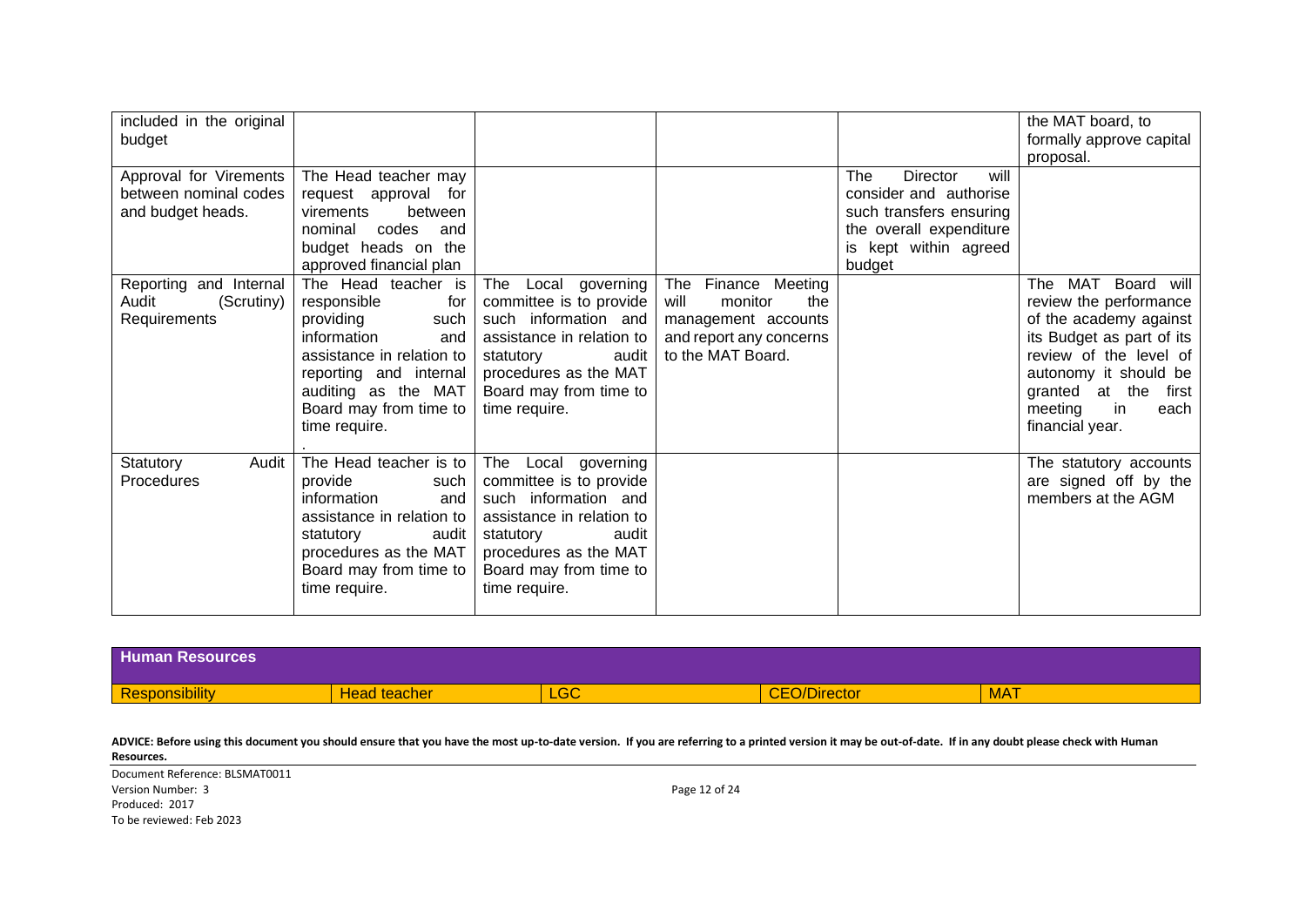| included in the original budget | | | | | the MAT board, to formally approve capital proposal. |
|---|---|---|---|---|---|
| Approval for Virements between nominal codes and budget heads. | The Head teacher may request approval for virements between nominal codes and budget heads on the approved financial plan | | | The Director will consider and authorise such transfers ensuring the overall expenditure is kept within agreed budget | |
| Reporting and Internal Audit (Scrutiny) Requirements | The Head teacher is responsible for providing such information and assistance in relation to reporting and internal auditing as the MAT Board may from time to time require. . | The Local governing committee is to provide such information and assistance in relation to statutory audit procedures as the MAT Board may from time to time require. | The Finance Meeting will monitor the management accounts and report any concerns to the MAT Board. | | The MAT Board will review the performance of the academy against its Budget as part of its review of the level of autonomy it should be granted at the first meeting in each financial year. |
| Statutory Audit Procedures | The Head teacher is to provide such information and assistance in relation to statutory audit procedures as the MAT Board may from time to time require. | The Local governing committee is to provide such information and assistance in relation to statutory audit procedures as the MAT Board may from time to time require. | | | The statutory accounts are signed off by the members at the AGM |

## Human Resources

| Responsibility | Head teacher | LGC | CEO/Director | MAT |
|---|---|---|---|---|

**ADVICE: Before using this document you should ensure that you have the most up-to-date version. If you are referring to a printed version it may be out-of-date. If in any doubt please check with Human Resources.**

Document Reference: BLSMAT0011
Version Number: 3
Produced: 2017
To be reviewed: Feb 2023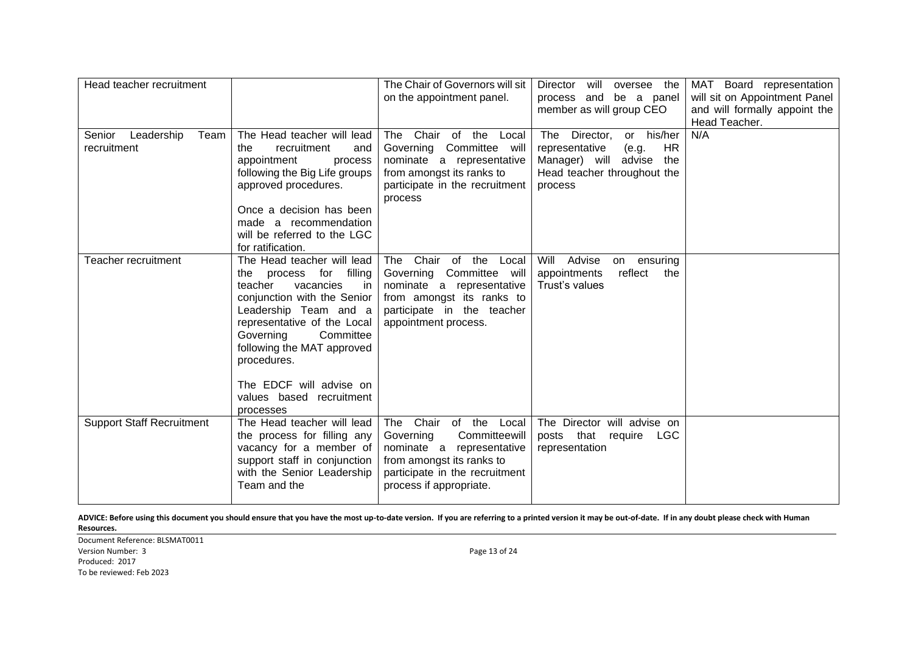| Head teacher recruitment | | The Chair of Governors will sit on the appointment panel. | Director will oversee the process and be a panel member as will group CEO | MAT Board representation will sit on Appointment Panel and will formally appoint the Head Teacher. |
|---|---|---|---|---|
| Senior Leadership Team recruitment | The Head teacher will lead the recruitment and appointment process following the Big Life groups approved procedures.<br><br>Once a decision has been made a recommendation will be referred to the LGC for ratification. | The Chair of the Local Governing Committee will nominate a representative from amongst its ranks to participate in the recruitment process | The Director, or his/her representative (e.g. HR Manager) will advise the Head teacher throughout the process | N/A |
| Teacher recruitment | The Head teacher will lead the process for filling teacher vacancies in conjunction with the Senior Leadership Team and a representative of the Local Governing Committee following the MAT approved procedures.<br><br>The EDCF will advise on values based recruitment processes | The Chair of the Local Governing Committee will nominate a representative from amongst its ranks to participate in the teacher appointment process. | Will Advise on ensuring appointments reflect the Trust's values | |
| Support Staff Recruitment | The Head teacher will lead the process for filling any vacancy for a member of support staff in conjunction with the Senior Leadership Team and the | The Chair of the Local Governing Committeewill nominate a representative from amongst its ranks to participate in the recruitment process if appropriate. | The Director will advise on posts that require LGC representation | |

**ADVICE: Before using this document you should ensure that you have the most up-to-date version. If you are referring to a printed version it may be out-of-date. If in any doubt please check with Human Resources.**

Document Reference: BLSMAT0011
Version Number: 3
Produced: 2017
To be reviewed: Feb 2023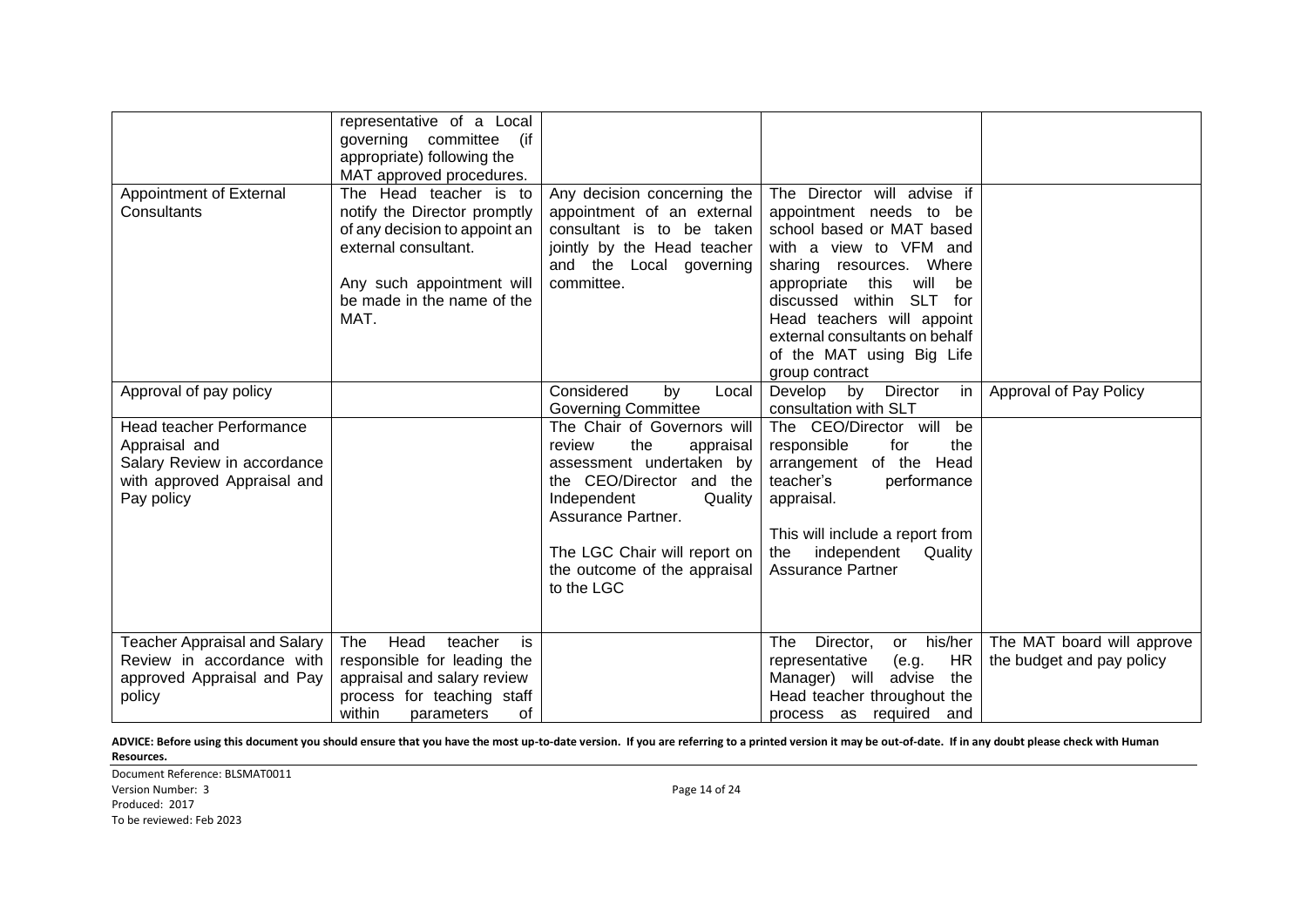| | | | | |
|---|---|---|---|---|
| | representative of a Local governing committee (if appropriate) following the MAT approved procedures. | | | |
| Appointment of External Consultants | The Head teacher is to notify the Director promptly of any decision to appoint an external consultant.<br><br>Any such appointment will be made in the name of the MAT. | Any decision concerning the appointment of an external consultant is to be taken jointly by the Head teacher and the Local governing committee. | The Director will advise if appointment needs to be school based or MAT based with a view to VFM and sharing resources. Where appropriate this will be discussed within SLT for Head teachers will appoint external consultants on behalf of the MAT using Big Life group contract | |
| Approval of pay policy | | Considered by Local Governing Committee | Develop by Director in consultation with SLT | Approval of Pay Policy |
| Head teacher Performance Appraisal and Salary Review in accordance with approved Appraisal and Pay policy | | The Chair of Governors will review the appraisal assessment undertaken by the CEO/Director and the Independent Quality Assurance Partner.<br><br>The LGC Chair will report on the outcome of the appraisal to the LGC | The CEO/Director will be responsible for the arrangement of the Head teacher's performance appraisal.<br><br>This will include a report from the independent Quality Assurance Partner | |
| Teacher Appraisal and Salary Review in accordance with approved Appraisal and Pay policy | The Head teacher is responsible for leading the appraisal and salary review process for teaching staff within parameters of | | The Director, or his/her representative (e.g. HR Manager) will advise the Head teacher throughout the process as required and | The MAT board will approve the budget and pay policy |

**ADVICE: Before using this document you should ensure that you have the most up-to-date version. If you are referring to a printed version it may be out-of-date. If in any doubt please check with Human Resources.**

Document Reference: BLSMAT0011
Version Number: 3
Produced: 2017
To be reviewed: Feb 2023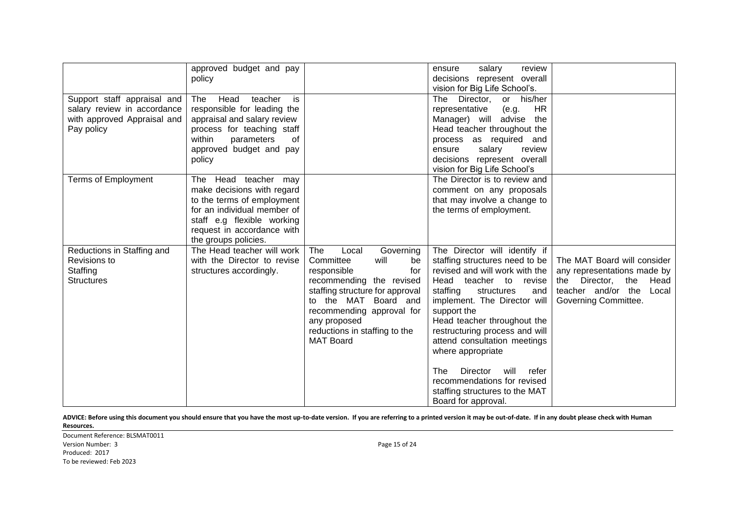| | | | | |
|---|---|---|---|---|
| | approved budget and pay policy | | ensure salary review decisions represent overall vision for Big Life School's. | |
| Support staff appraisal and salary review in accordance with approved Appraisal and Pay policy | The Head teacher is responsible for leading the appraisal and salary review process for teaching staff within parameters of approved budget and pay policy | | The Director, or his/her representative (e.g. HR Manager) will advise the Head teacher throughout the process as required and ensure salary review decisions represent overall vision for Big Life School's | |
| Terms of Employment | The Head teacher may make decisions with regard to the terms of employment for an individual member of staff e.g flexible working request in accordance with the groups policies. | | The Director is to review and comment on any proposals that may involve a change to the terms of employment. | |
| Reductions in Staffing and Revisions to Staffing Structures | The Head teacher will work with the Director to revise structures accordingly. | The Local Governing Committee will be responsible for recommending the revised staffing structure for approval to the MAT Board and recommending approval for any proposed reductions in staffing to the MAT Board | The Director will identify if staffing structures need to be revised and will work with the Head teacher to revise staffing structures and implement. The Director will support the Head teacher throughout the restructuring process and will attend consultation meetings where appropriate<br><br>The Director will refer recommendations for revised staffing structures to the MAT Board for approval. | The MAT Board will consider any representations made by the Director, the Head teacher and/or the Local Governing Committee. |

**ADVICE: Before using this document you should ensure that you have the most up-to-date version. If you are referring to a printed version it may be out-of-date. If in any doubt please check with Human Resources.**

Document Reference: BLSMAT0011
Version Number: 3
Produced: 2017
To be reviewed: Feb 2023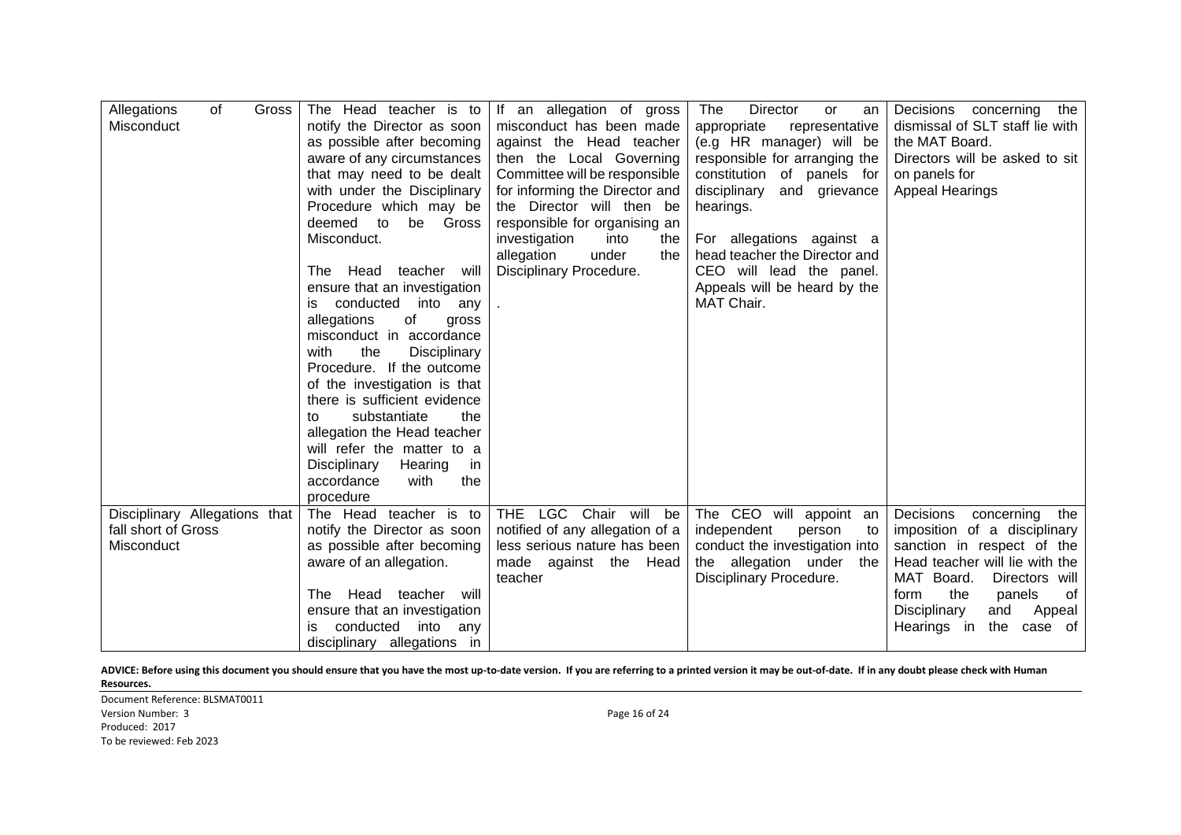| | | | | |
|---|---|---|---|---|
| Allegations of Gross Misconduct | The Head teacher is to notify the Director as soon as possible after becoming aware of any circumstances that may need to be dealt with under the Disciplinary Procedure which may be deemed to be Gross Misconduct.<br><br>The Head teacher will ensure that an investigation is conducted into any allegations of gross misconduct in accordance with the Disciplinary Procedure. If the outcome of the investigation is that there is sufficient evidence to substantiate the allegation the Head teacher will refer the matter to a Disciplinary Hearing in accordance with the procedure | If an allegation of gross misconduct has been made against the Head teacher then the Local Governing Committee will be responsible for informing the Director and the Director will then be responsible for organising an investigation into the allegation under the Disciplinary Procedure.<br><br>. | The Director or an appropriate representative (e.g HR manager) will be responsible for arranging the constitution of panels for disciplinary and grievance hearings.<br><br>For allegations against a head teacher the Director and CEO will lead the panel. Appeals will be heard by the MAT Chair. | Decisions concerning the dismissal of SLT staff lie with the MAT Board.<br>Directors will be asked to sit on panels for<br>Appeal Hearings |
| Disciplinary Allegations that fall short of Gross Misconduct | The Head teacher is to notify the Director as soon as possible after becoming aware of an allegation.<br><br>The Head teacher will ensure that an investigation is conducted into any disciplinary allegations in | THE LGC Chair will be notified of any allegation of a less serious nature has been made against the Head teacher | The CEO will appoint an independent person to conduct the investigation into the allegation under the Disciplinary Procedure. | Decisions concerning the imposition of a disciplinary sanction in respect of the Head teacher will lie with the MAT Board. Directors will form the panels of Disciplinary and Appeal Hearings in the case of |

**ADVICE: Before using this document you should ensure that you have the most up-to-date version. If you are referring to a printed version it may be out-of-date. If in any doubt please check with Human Resources.**

Document Reference: BLSMAT0011
Version Number: 3
Produced: 2017
To be reviewed: Feb 2023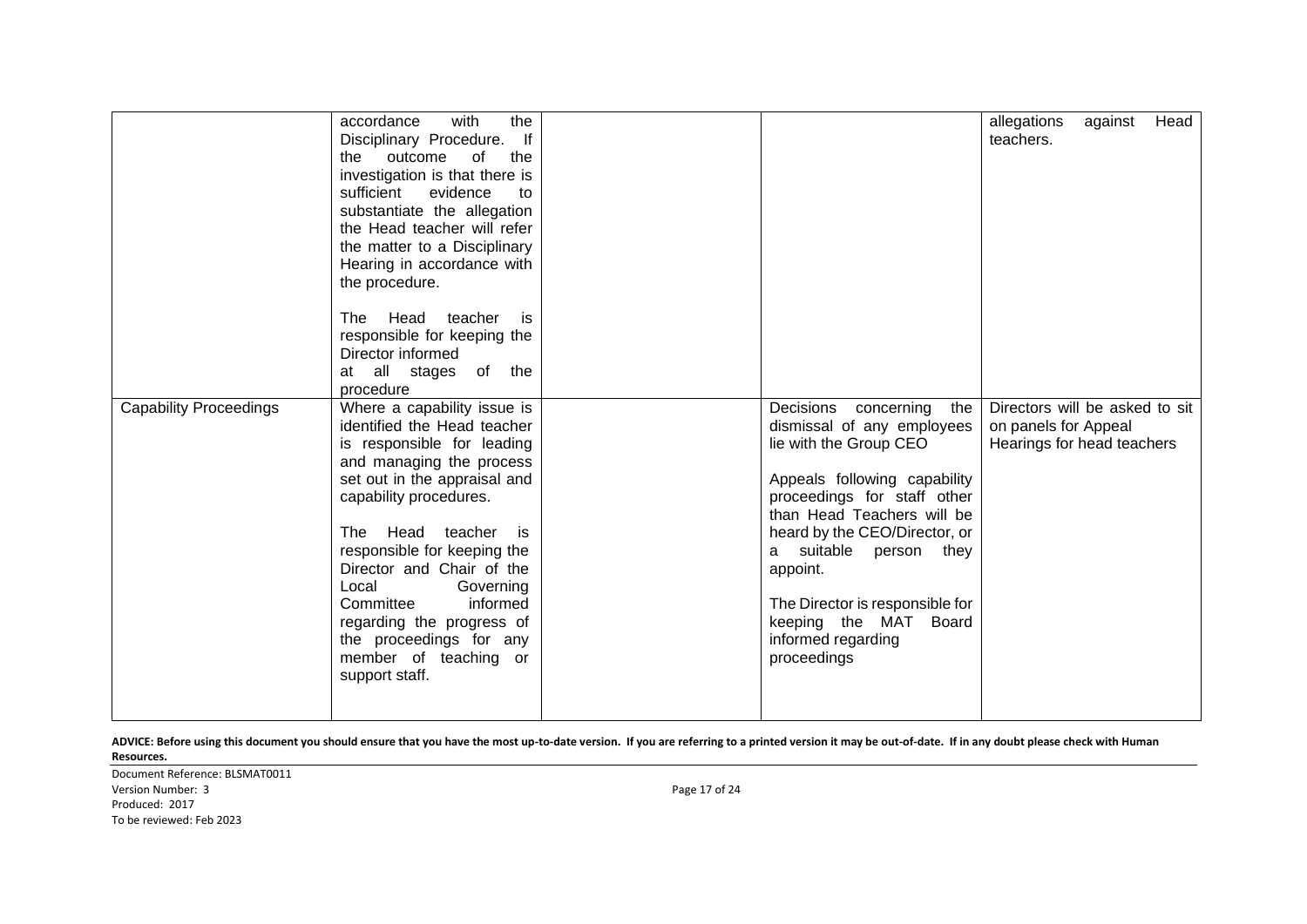| | | | | |
|---|---|---|---|---|
| | accordance with the Disciplinary Procedure. If the outcome of the investigation is that there is sufficient evidence to substantiate the allegation the Head teacher will refer the matter to a Disciplinary Hearing in accordance with the procedure.<br><br>The Head teacher is responsible for keeping the Director informed at all stages of the procedure | | | allegations against Head teachers. |
| Capability Proceedings | Where a capability issue is identified the Head teacher is responsible for leading and managing the process set out in the appraisal and capability procedures.<br><br>The Head teacher is responsible for keeping the Director and Chair of the Local Governing Committee informed regarding the progress of the proceedings for any member of teaching or support staff. | | Decisions concerning the dismissal of any employees lie with the Group CEO<br><br>Appeals following capability proceedings for staff other than Head Teachers will be heard by the CEO/Director, or a suitable person they appoint.<br><br>The Director is responsible for keeping the MAT Board informed regarding proceedings | Directors will be asked to sit on panels for Appeal Hearings for head teachers |

**ADVICE: Before using this document you should ensure that you have the most up-to-date version. If you are referring to a printed version it may be out-of-date. If in any doubt please check with Human Resources.**

Document Reference: BLSMAT0011
Version Number: 3
Produced: 2017
To be reviewed: Feb 2023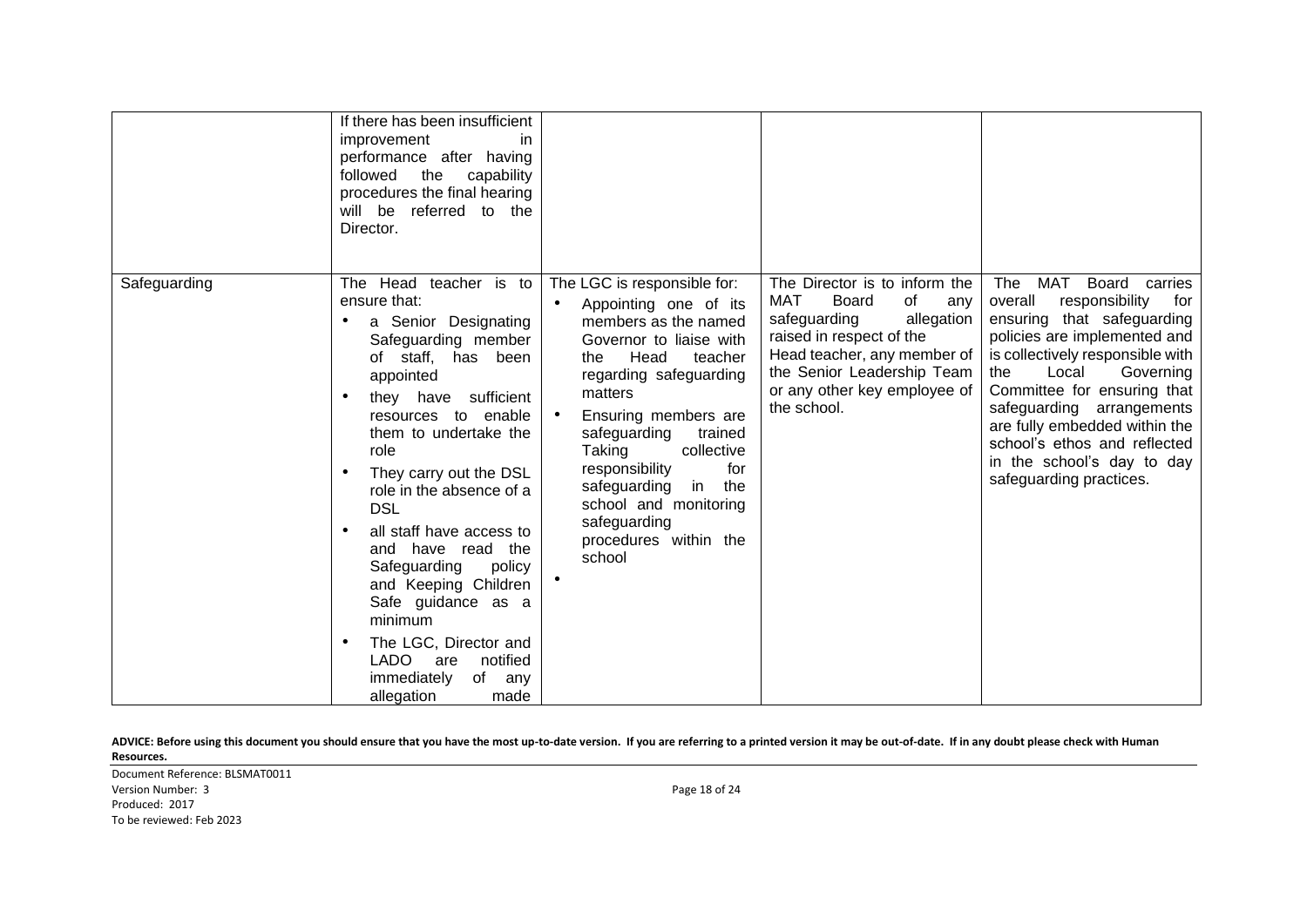| | | | | |
|---|---|---|---|---|
| | If there has been insufficient improvement in performance after having followed the capability procedures the final hearing will be referred to the Director. | | | |
| Safeguarding | The Head teacher is to ensure that:<br>• a Senior Designating Safeguarding member of staff, has been appointed<br>• they have sufficient resources to enable them to undertake the role<br>• They carry out the DSL role in the absence of a DSL<br>• all staff have access to and have read the Safeguarding policy and Keeping Children Safe guidance as a minimum<br>• The LGC, Director and LADO are notified immediately of any allegation made | The LGC is responsible for:<br>• Appointing one of its members as the named Governor to liaise with the Head teacher regarding safeguarding matters<br>• Ensuring members are safeguarding trained Taking collective responsibility for safeguarding in the school and monitoring safeguarding procedures within the school<br>• | The Director is to inform the MAT Board of any safeguarding allegation raised in respect of the Head teacher, any member of the Senior Leadership Team or any other key employee of the school. | The MAT Board carries overall responsibility for ensuring that safeguarding policies are implemented and is collectively responsible with the Local Governing Committee for ensuring that safeguarding arrangements are fully embedded within the school's ethos and reflected in the school's day to day safeguarding practices. |

**ADVICE: Before using this document you should ensure that you have the most up-to-date version. If you are referring to a printed version it may be out-of-date. If in any doubt please check with Human Resources.**

Document Reference: BLSMAT0011
Version Number: 3
Produced: 2017
To be reviewed: Feb 2023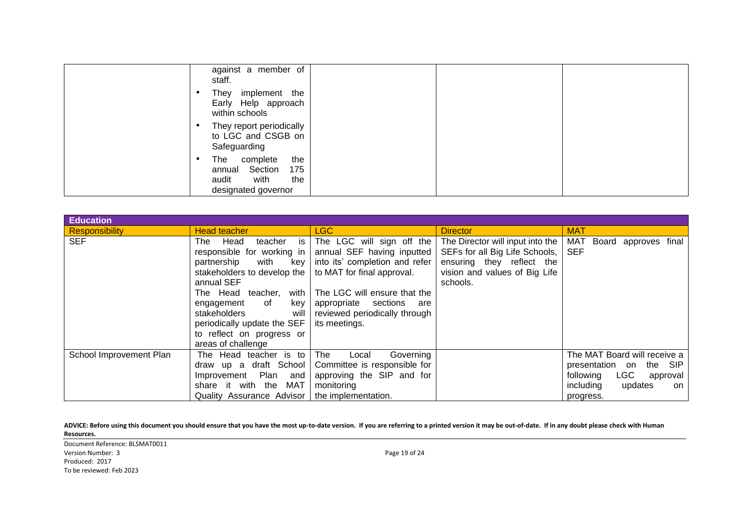| | | | | |
|---|---|---|---|---|
| | against a member of staff.<br>• They implement the Early Help approach within schools<br>• They report periodically to LGC and CSGB on Safeguarding<br>• The complete the annual Section 175 audit with the designated governor | | | |

| **Education** | | | | |
|---|---|---|---|---|
| **Responsibility** | **Head teacher** | **LGC** | **Director** | **MAT** |
| SEF | The Head teacher is responsible for working in partnership with key stakeholders to develop the annual SEF<br>The Head teacher, with engagement of key stakeholders will periodically update the SEF to reflect on progress or areas of challenge | The LGC will sign off the annual SEF having inputted into its' completion and refer to MAT for final approval.<br><br>The LGC will ensure that the appropriate sections are reviewed periodically through its meetings. | The Director will input into the SEFs for all Big Life Schools, ensuring they reflect the vision and values of Big Life schools. | MAT Board approves final SEF |
| School Improvement Plan | The Head teacher is to draw up a draft School Improvement Plan and share it with the MAT Quality Assurance Advisor | The Local Governing Committee is responsible for approving the SIP and for monitoring the implementation. | | The MAT Board will receive a presentation on the SIP following LGC approval including updates on progress. |

**ADVICE: Before using this document you should ensure that you have the most up-to-date version. If you are referring to a printed version it may be out-of-date. If in any doubt please check with Human Resources.**

Document Reference: BLSMAT0011
Version Number: 3
Produced: 2017
To be reviewed: Feb 2023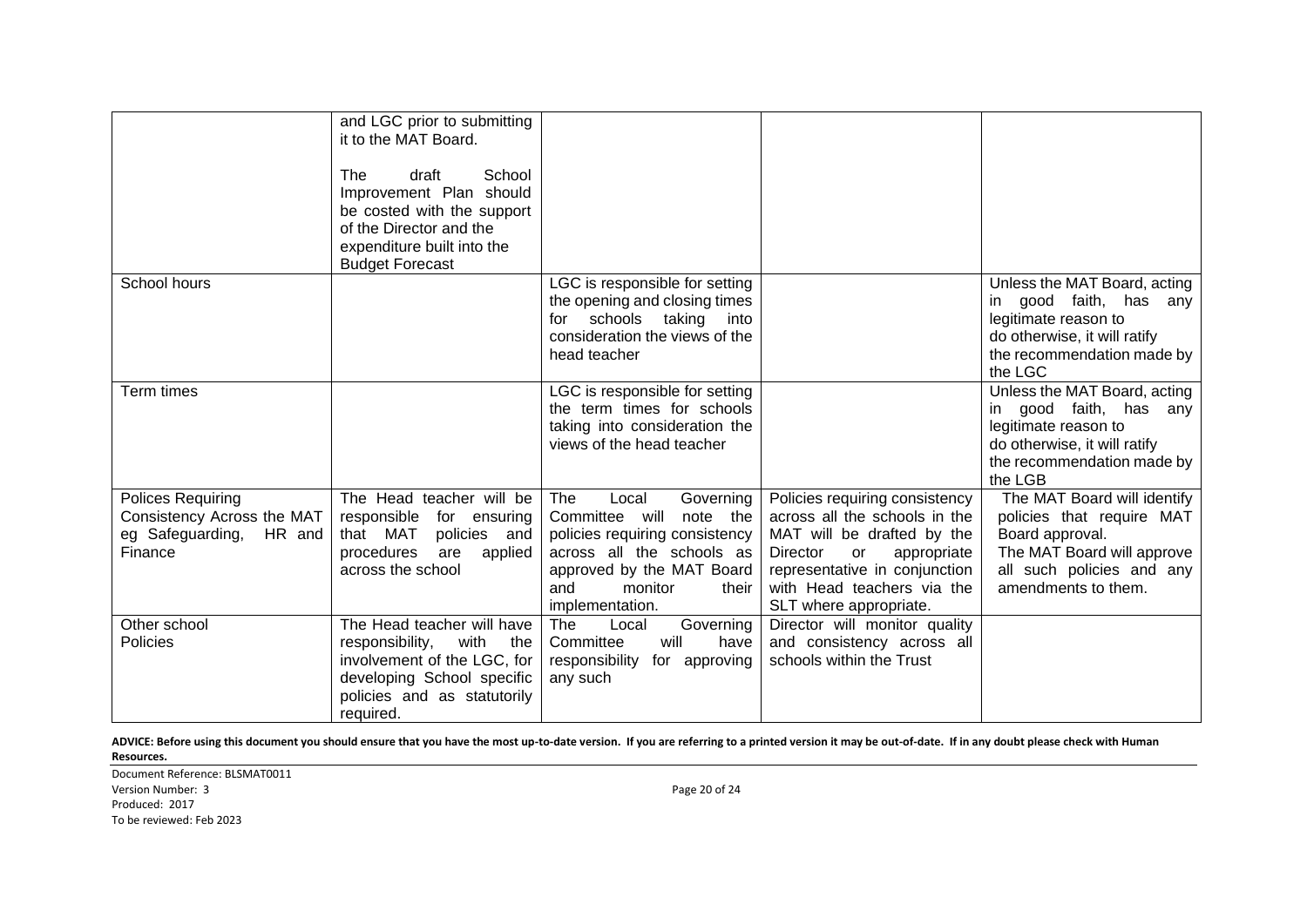|  | and LGC prior to submitting it to the MAT Board.<br><br>The draft School Improvement Plan should be costed with the support of the Director and the expenditure built into the Budget Forecast |  |  |  |
|---|---|---|---|---|
| School hours |  | LGC is responsible for setting the opening and closing times for schools taking into consideration the views of the head teacher |  | Unless the MAT Board, acting in good faith, has any legitimate reason to do otherwise, it will ratify the recommendation made by the LGC |
| Term times |  | LGC is responsible for setting the term times for schools taking into consideration the views of the head teacher |  | Unless the MAT Board, acting in good faith, has any legitimate reason to do otherwise, it will ratify the recommendation made by the LGB |
| Polices Requiring Consistency Across the MAT eg Safeguarding, HR and Finance | The Head teacher will be responsible for ensuring that MAT policies and procedures are applied across the school | The Local Governing Committee will note the policies requiring consistency across all the schools as approved by the MAT Board and monitor their implementation. | Policies requiring consistency across all the schools in the MAT will be drafted by the Director or appropriate representative in conjunction with Head teachers via the SLT where appropriate. | The MAT Board will identify policies that require MAT Board approval. The MAT Board will approve all such policies and any amendments to them. |
| Other school Policies | The Head teacher will have responsibility, with the involvement of the LGC, for developing School specific policies and as statutorily required. | The Local Governing Committee will have responsibility for approving any such | Director will monitor quality and consistency across all schools within the Trust |  |

**ADVICE: Before using this document you should ensure that you have the most up-to-date version. If you are referring to a printed version it may be out-of-date. If in any doubt please check with Human Resources.**

Document Reference: BLSMAT0011
Version Number: 3
Produced: 2017
To be reviewed: Feb 2023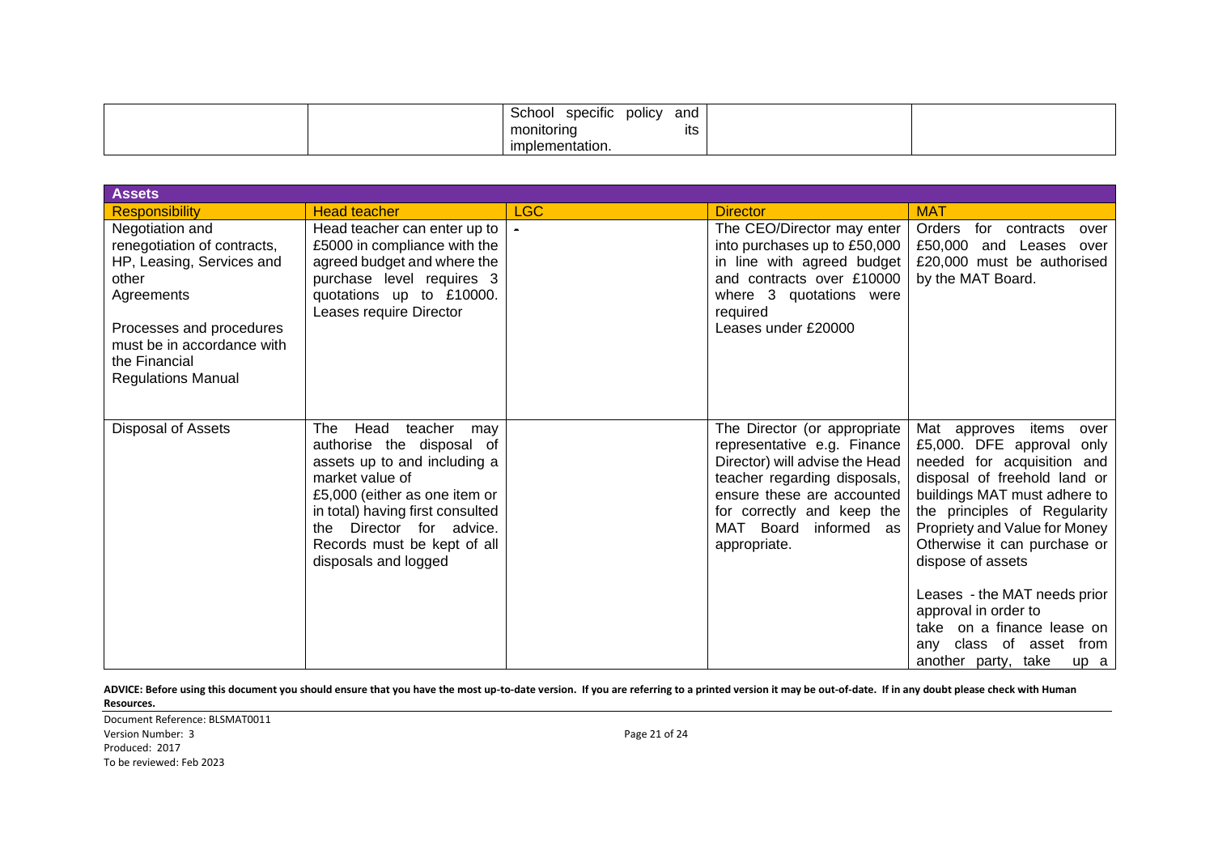| | | School specific policy and monitoring its implementation. | | |
|---|---|---|---|---|

| Assets | | | | |
|---|---|---|---|---|
| **Responsibility** | **Head teacher** | **LGC** | **Director** | **MAT** |
| Negotiation and renegotiation of contracts, HP, Leasing, Services and other Agreements<br><br>Processes and procedures must be in accordance with the Financial Regulations Manual | Head teacher can enter up to £5000 in compliance with the agreed budget and where the purchase level requires 3 quotations up to £10000. Leases require Director | - | The CEO/Director may enter into purchases up to £50,000 in line with agreed budget and contracts over £10000 where 3 quotations were required<br>Leases under £20000 | Orders for contracts over £50,000 and Leases over £20,000 must be authorised by the MAT Board. |
| Disposal of Assets | The Head teacher may authorise the disposal of assets up to and including a market value of £5,000 (either as one item or in total) having first consulted the Director for advice. Records must be kept of all disposals and logged | | The Director (or appropriate representative e.g. Finance Director) will advise the Head teacher regarding disposals, ensure these are accounted for correctly and keep the MAT Board informed as appropriate. | Mat approves items over £5,000. DFE approval only needed for acquisition and disposal of freehold land or buildings MAT must adhere to the principles of Regularity Propriety and Value for Money Otherwise it can purchase or dispose of assets<br><br>Leases - the MAT needs prior approval in order to take on a finance lease on any class of asset from another party, take up a |

**ADVICE: Before using this document you should ensure that you have the most up-to-date version. If you are referring to a printed version it may be out-of-date. If in any doubt please check with Human Resources.**

Document Reference: BLSMAT0011
Version Number: 3
Produced: 2017
To be reviewed: Feb 2023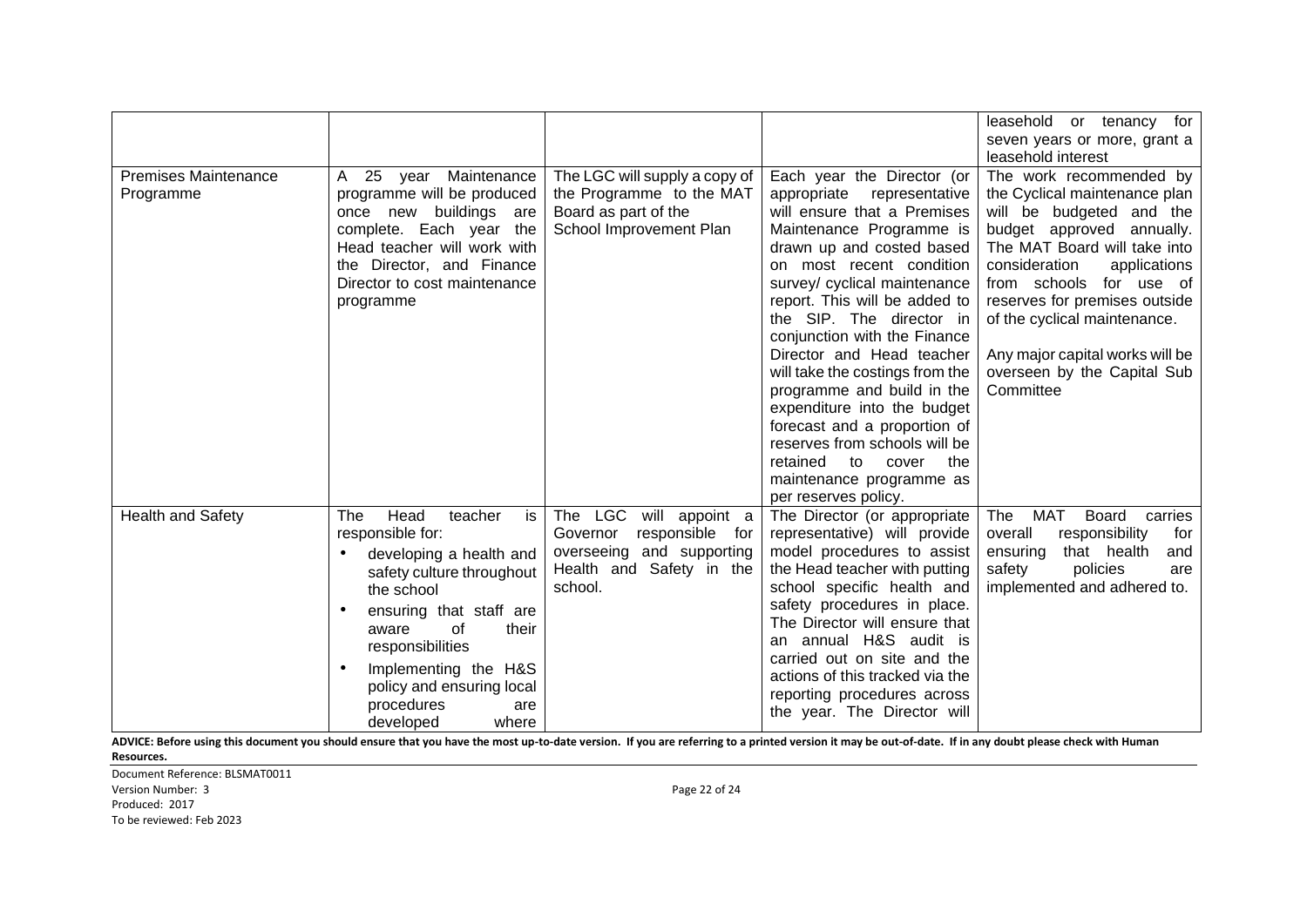| | | | | |
|---|---|---|---|---|
| | | | | leasehold or tenancy for seven years or more, grant a leasehold interest |
| Premises Maintenance Programme | A 25 year Maintenance programme will be produced once new buildings are complete. Each year the Head teacher will work with the Director, and Finance Director to cost maintenance programme | The LGC will supply a copy of the Programme to the MAT Board as part of the School Improvement Plan | Each year the Director (or appropriate representative will ensure that a Premises Maintenance Programme is drawn up and costed based on most recent condition survey/ cyclical maintenance report. This will be added to the SIP. The director in conjunction with the Finance Director and Head teacher will take the costings from the programme and build in the expenditure into the budget forecast and a proportion of reserves from schools will be retained to cover the maintenance programme as per reserves policy. | The work recommended by the Cyclical maintenance plan will be budgeted and the budget approved annually. The MAT Board will take into consideration applications from schools for use of reserves for premises outside of the cyclical maintenance.<br><br>Any major capital works will be overseen by the Capital Sub Committee |
| Health and Safety | The Head teacher is responsible for:<br>• developing a health and safety culture throughout the school<br>• ensuring that staff are aware of their responsibilities<br>• Implementing the H&S policy and ensuring local procedures are developed where | The LGC will appoint a Governor responsible for overseeing and supporting Health and Safety in the school. | The Director (or appropriate representative) will provide model procedures to assist the Head teacher with putting school specific health and safety procedures in place. The Director will ensure that an annual H&S audit is carried out on site and the actions of this tracked via the reporting procedures across the year. The Director will | The MAT Board carries overall responsibility for ensuring that health and safety policies are implemented and adhered to. |

**ADVICE: Before using this document you should ensure that you have the most up-to-date version. If you are referring to a printed version it may be out-of-date. If in any doubt please check with Human Resources.**

Document Reference: BLSMAT0011
Version Number: 3
Produced: 2017
To be reviewed: Feb 2023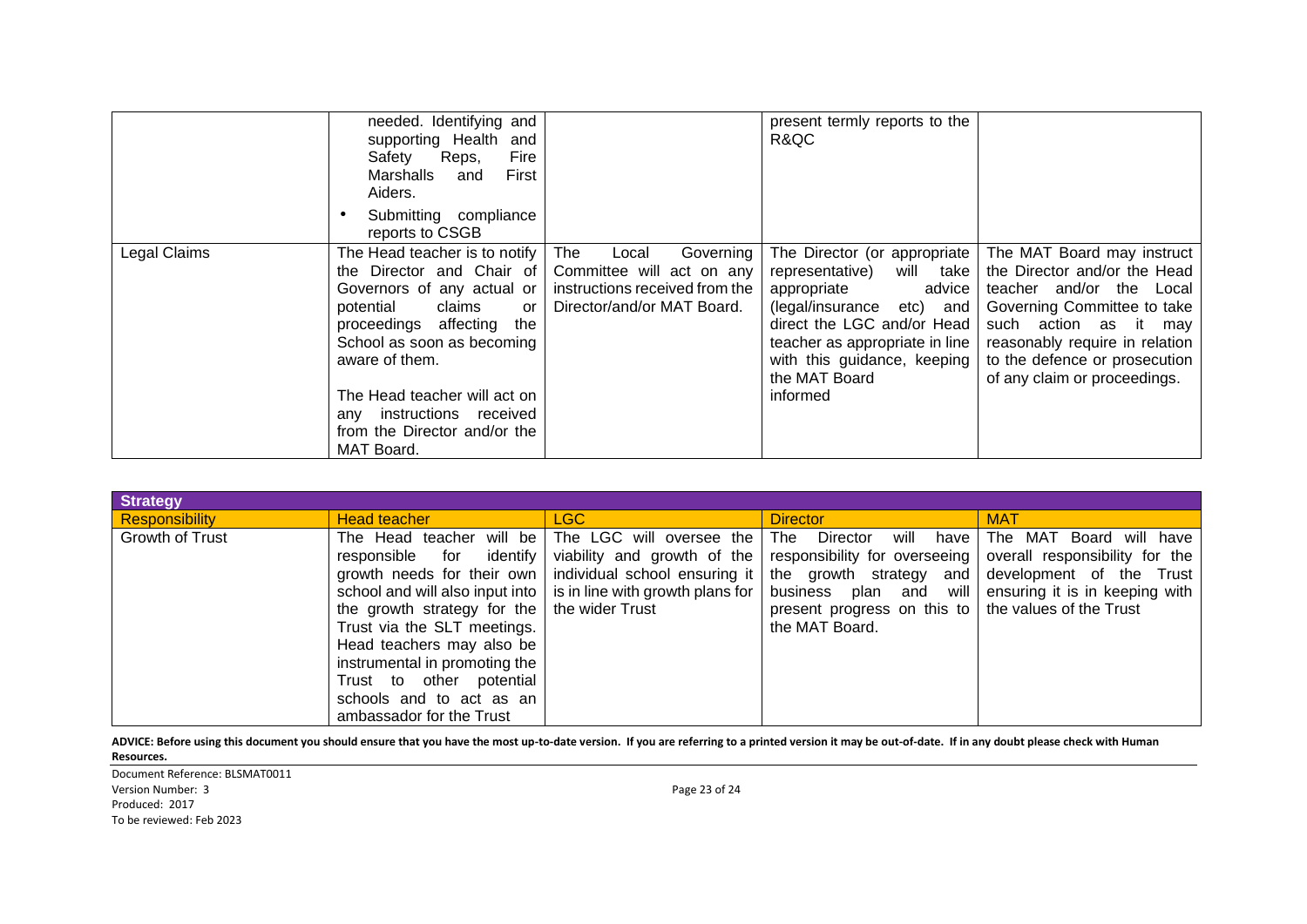|  |  |  |  |  |
| --- | --- | --- | --- | --- |
|  | needed. Identifying and supporting Health and Safety Reps, Fire Marshalls and First Aiders.<br>• Submitting compliance reports to CSGB |  | present termly reports to the R&QC |  |
| Legal Claims | The Head teacher is to notify the Director and Chair of Governors of any actual or potential claims or proceedings affecting the School as soon as becoming aware of them.<br><br>The Head teacher will act on any instructions received from the Director and/or the MAT Board. | The Local Governing Committee will act on any instructions received from the Director/and/or MAT Board. | The Director (or appropriate representative) will take appropriate advice (legal/insurance etc) and direct the LGC and/or Head teacher as appropriate in line with this guidance, keeping the MAT Board informed | The MAT Board may instruct the Director and/or the Head teacher and/or the Local Governing Committee to take such action as it may reasonably require in relation to the defence or prosecution of any claim or proceedings. |

| **Strategy** |  |  |  |  |
| --- | --- | --- | --- | --- |
| **Responsibility** | **Head teacher** | **LGC** | **Director** | **MAT** |
| Growth of Trust | The Head teacher will be responsible for identify growth needs for their own school and will also input into the growth strategy for the Trust via the SLT meetings. Head teachers may also be instrumental in promoting the Trust to other potential schools and to act as an ambassador for the Trust | The LGC will oversee the viability and growth of the individual school ensuring it is in line with growth plans for the wider Trust | The Director will have responsibility for overseeing the growth strategy and business plan and will present progress on this to the MAT Board. | The MAT Board will have overall responsibility for the development of the Trust ensuring it is in keeping with the values of the Trust |

**ADVICE: Before using this document you should ensure that you have the most up-to-date version. If you are referring to a printed version it may be out-of-date. If in any doubt please check with Human Resources.**

Document Reference: BLSMAT0011
Version Number: 3
Produced: 2017
To be reviewed: Feb 2023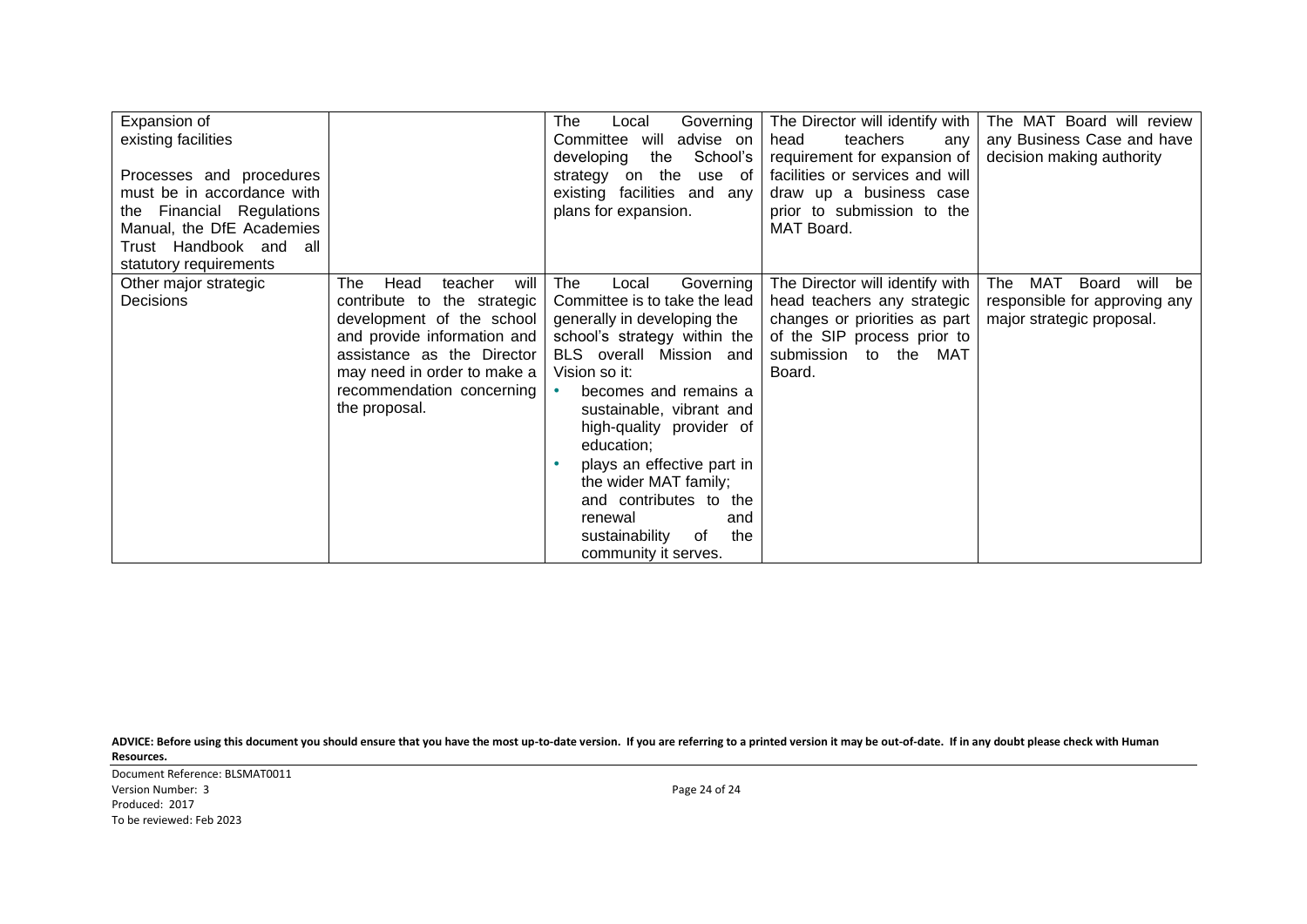| | | | | |
|---|---|---|---|---|
| Expansion of existing facilities<br><br>Processes and procedures must be in accordance with the Financial Regulations Manual, the DfE Academies Trust Handbook and all statutory requirements | | The Local Governing Committee will advise on developing the School's strategy on the use of existing facilities and any plans for expansion. | The Director will identify with head teachers any requirement for expansion of facilities or services and will draw up a business case prior to submission to the MAT Board. | The MAT Board will review any Business Case and have decision making authority |
| Other major strategic Decisions | The Head teacher will contribute to the strategic development of the school and provide information and assistance as the Director may need in order to make a recommendation concerning the proposal. | The Local Governing Committee is to take the lead generally in developing the school's strategy within the BLS overall Mission and Vision so it:<br>• becomes and remains a sustainable, vibrant and high-quality provider of education;<br>• plays an effective part in the wider MAT family; and contributes to the renewal and sustainability of the community it serves. | The Director will identify with head teachers any strategic changes or priorities as part of the SIP process prior to submission to the MAT Board. | The MAT Board will be responsible for approving any major strategic proposal. |

**ADVICE: Before using this document you should ensure that you have the most up-to-date version. If you are referring to a printed version it may be out-of-date. If in any doubt please check with Human Resources.**

Document Reference: BLSMAT0011
Version Number: 3
Produced: 2017
To be reviewed: Feb 2023